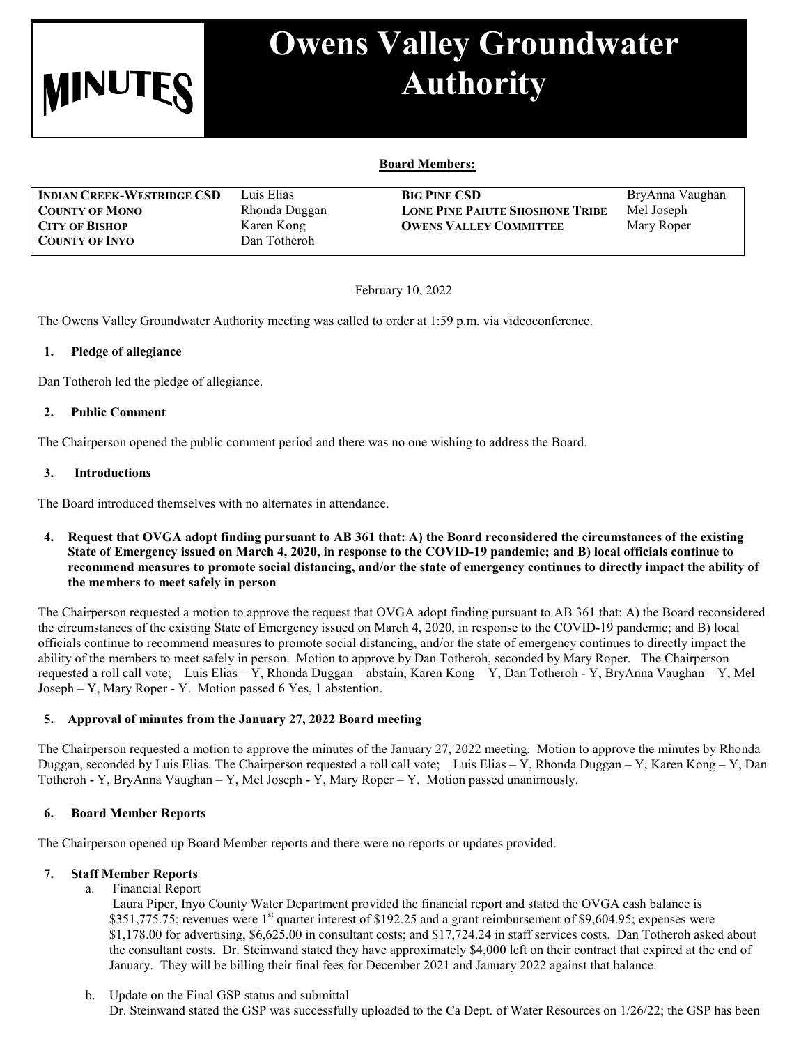# MINUTES

# Owens Valley Groundwater Authority

**Board Members:**

| | | | |
|---|---|---|---|
| **INDIAN CREEK-WESTRIDGE CSD** | Luis Elias | **BIG PINE CSD** | BryAnna Vaughan |
| **COUNTY OF MONO** | Rhonda Duggan | **LONE PINE PAIUTE SHOSHONE TRIBE** | Mel Joseph |
| **CITY OF BISHOP** | Karen Kong | **OWENS VALLEY COMMITTEE** | Mary Roper |
| **COUNTY OF INYO** | Dan Totheroh | | |

February 10, 2022

The Owens Valley Groundwater Authority meeting was called to order at 1:59 p.m. via videoconference.

**1. Pledge of allegiance**

Dan Totheroh led the pledge of allegiance.

**2. Public Comment**

The Chairperson opened the public comment period and there was no one wishing to address the Board.

**3. Introductions**

The Board introduced themselves with no alternates in attendance.

**4. Request that OVGA adopt finding pursuant to AB 361 that: A) the Board reconsidered the circumstances of the existing State of Emergency issued on March 4, 2020, in response to the COVID-19 pandemic; and B) local officials continue to recommend measures to promote social distancing, and/or the state of emergency continues to directly impact the ability of the members to meet safely in person**

The Chairperson requested a motion to approve the request that OVGA adopt finding pursuant to AB 361 that: A) the Board reconsidered the circumstances of the existing State of Emergency issued on March 4, 2020, in response to the COVID-19 pandemic; and B) local officials continue to recommend measures to promote social distancing, and/or the state of emergency continues to directly impact the ability of the members to meet safely in person. Motion to approve by Dan Totheroh, seconded by Mary Roper. The Chairperson requested a roll call vote; Luis Elias – Y, Rhonda Duggan – abstain, Karen Kong – Y, Dan Totheroh - Y, BryAnna Vaughan – Y, Mel Joseph – Y, Mary Roper - Y. Motion passed 6 Yes, 1 abstention.

**5. Approval of minutes from the January 27, 2022 Board meeting**

The Chairperson requested a motion to approve the minutes of the January 27, 2022 meeting. Motion to approve the minutes by Rhonda Duggan, seconded by Luis Elias. The Chairperson requested a roll call vote; Luis Elias – Y, Rhonda Duggan – Y, Karen Kong – Y, Dan Totheroh - Y, BryAnna Vaughan – Y, Mel Joseph - Y, Mary Roper – Y. Motion passed unanimously.

**6. Board Member Reports**

The Chairperson opened up Board Member reports and there were no reports or updates provided.

**7. Staff Member Reports**

a. Financial Report
Laura Piper, Inyo County Water Department provided the financial report and stated the OVGA cash balance is \$351,775.75; revenues were 1st quarter interest of \$192.25 and a grant reimbursement of \$9,604.95; expenses were \$1,178.00 for advertising, \$6,625.00 in consultant costs; and \$17,724.24 in staff services costs. Dan Totheroh asked about the consultant costs. Dr. Steinwand stated they have approximately \$4,000 left on their contract that expired at the end of January. They will be billing their final fees for December 2021 and January 2022 against that balance.

b. Update on the Final GSP status and submittal
Dr. Steinwand stated the GSP was successfully uploaded to the Ca Dept. of Water Resources on 1/26/22; the GSP has been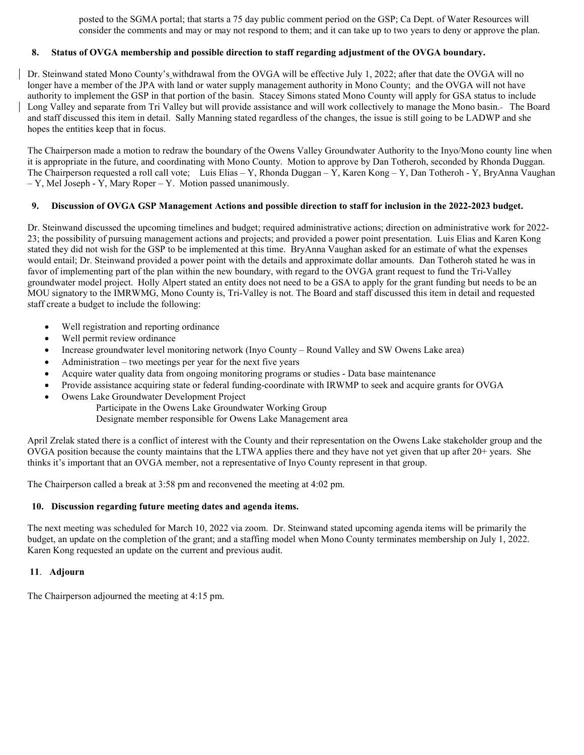posted to the SGMA portal; that starts a 75 day public comment period on the GSP; Ca Dept. of Water Resources will consider the comments and may or may not respond to them; and it can take up to two years to deny or approve the plan.

**8. Status of OVGA membership and possible direction to staff regarding adjustment of the OVGA boundary.**

Dr. Steinwand stated Mono County's withdrawal from the OVGA will be effective July 1, 2022; after that date the OVGA will no longer have a member of the JPA with land or water supply management authority in Mono County; and the OVGA will not have authority to implement the GSP in that portion of the basin. Stacey Simons stated Mono County will apply for GSA status to include Long Valley and separate from Tri Valley but will provide assistance and will work collectively to manage the Mono basin. The Board and staff discussed this item in detail. Sally Manning stated regardless of the changes, the issue is still going to be LADWP and she hopes the entities keep that in focus.

The Chairperson made a motion to redraw the boundary of the Owens Valley Groundwater Authority to the Inyo/Mono county line when it is appropriate in the future, and coordinating with Mono County. Motion to approve by Dan Totheroh, seconded by Rhonda Duggan. The Chairperson requested a roll call vote; Luis Elias – Y, Rhonda Duggan – Y, Karen Kong – Y, Dan Totheroh - Y, BryAnna Vaughan – Y, Mel Joseph - Y, Mary Roper – Y. Motion passed unanimously.

**9. Discussion of OVGA GSP Management Actions and possible direction to staff for inclusion in the 2022-2023 budget.**

Dr. Steinwand discussed the upcoming timelines and budget; required administrative actions; direction on administrative work for 2022-23; the possibility of pursuing management actions and projects; and provided a power point presentation. Luis Elias and Karen Kong stated they did not wish for the GSP to be implemented at this time. BryAnna Vaughan asked for an estimate of what the expenses would entail; Dr. Steinwand provided a power point with the details and approximate dollar amounts. Dan Totheroh stated he was in favor of implementing part of the plan within the new boundary, with regard to the OVGA grant request to fund the Tri-Valley groundwater model project. Holly Alpert stated an entity does not need to be a GSA to apply for the grant funding but needs to be an MOU signatory to the IMRWMG, Mono County is, Tri-Valley is not. The Board and staff discussed this item in detail and requested staff create a budget to include the following:

- Well registration and reporting ordinance
- Well permit review ordinance
- Increase groundwater level monitoring network (Inyo County – Round Valley and SW Owens Lake area)
- Administration – two meetings per year for the next five years
- Acquire water quality data from ongoing monitoring programs or studies - Data base maintenance
- Provide assistance acquiring state or federal funding-coordinate with IRWMP to seek and acquire grants for OVGA
- Owens Lake Groundwater Development Project
  - Participate in the Owens Lake Groundwater Working Group
  - Designate member responsible for Owens Lake Management area

April Zrelak stated there is a conflict of interest with the County and their representation on the Owens Lake stakeholder group and the OVGA position because the county maintains that the LTWA applies there and they have not yet given that up after 20+ years. She thinks it's important that an OVGA member, not a representative of Inyo County represent in that group.

The Chairperson called a break at 3:58 pm and reconvened the meeting at 4:02 pm.

**10. Discussion regarding future meeting dates and agenda items.**

The next meeting was scheduled for March 10, 2022 via zoom. Dr. Steinwand stated upcoming agenda items will be primarily the budget, an update on the completion of the grant; and a staffing model when Mono County terminates membership on July 1, 2022. Karen Kong requested an update on the current and previous audit.

**11. Adjourn**

The Chairperson adjourned the meeting at 4:15 pm.